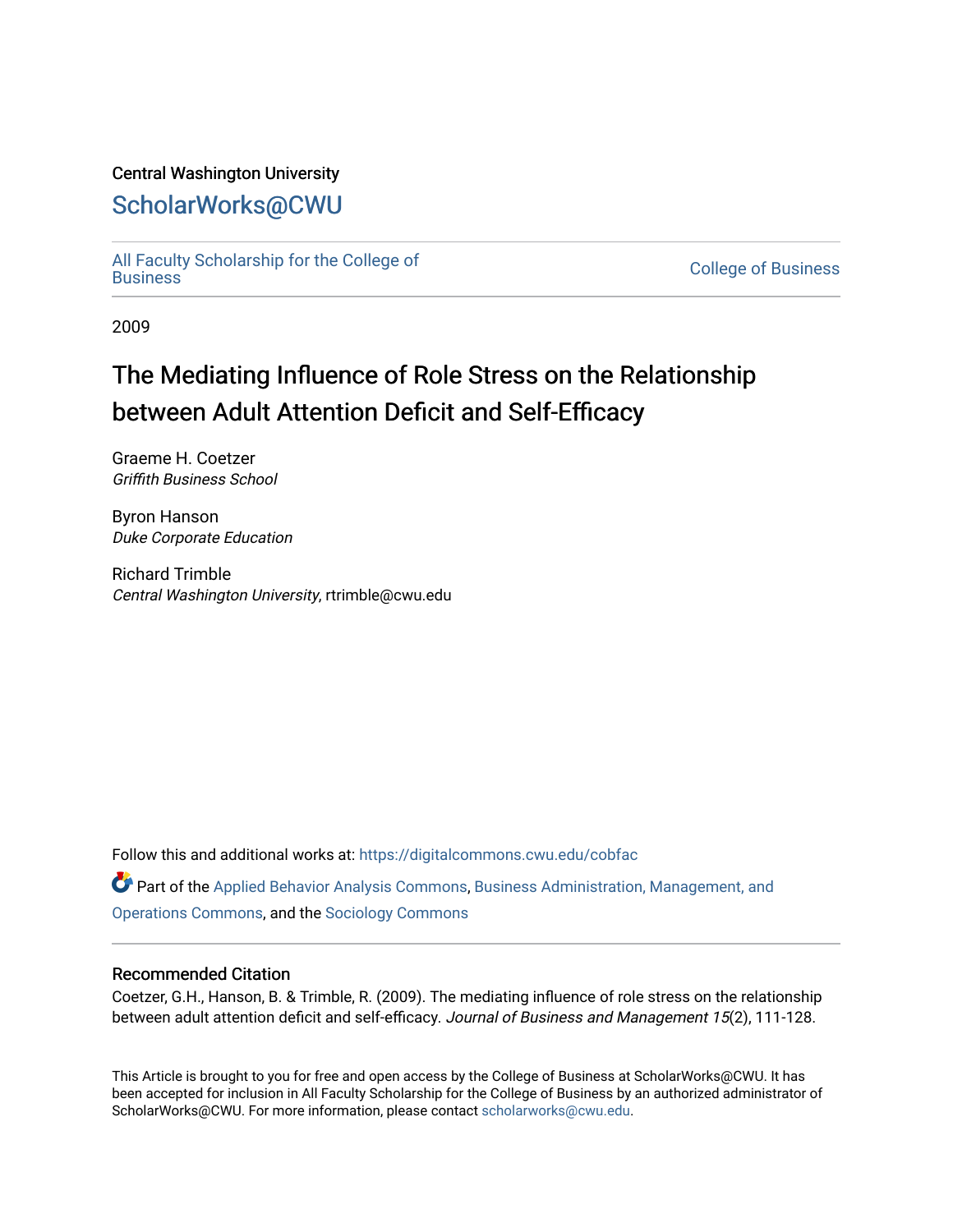Central Washington University

## ScholarWorks@CWU

All Faculty Scholarship for the College of Business | College of Business

2009

# The Mediating Influence of Role Stress on the Relationship between Adult Attention Deficit and Self-Efficacy

Graeme H. Coetzer
*Griffith Business School*

Byron Hanson
*Duke Corporate Education*

Richard Trimble
*Central Washington University*, rtrimble@cwu.edu

Follow this and additional works at: https://digitalcommons.cwu.edu/cobfac

Part of the Applied Behavior Analysis Commons, Business Administration, Management, and Operations Commons, and the Sociology Commons

### Recommended Citation

Coetzer, G.H., Hanson, B. & Trimble, R. (2009). The mediating influence of role stress on the relationship between adult attention deficit and self-efficacy. *Journal of Business and Management 15*(2), 111-128.

This Article is brought to you for free and open access by the College of Business at ScholarWorks@CWU. It has been accepted for inclusion in All Faculty Scholarship for the College of Business by an authorized administrator of ScholarWorks@CWU. For more information, please contact scholarworks@cwu.edu.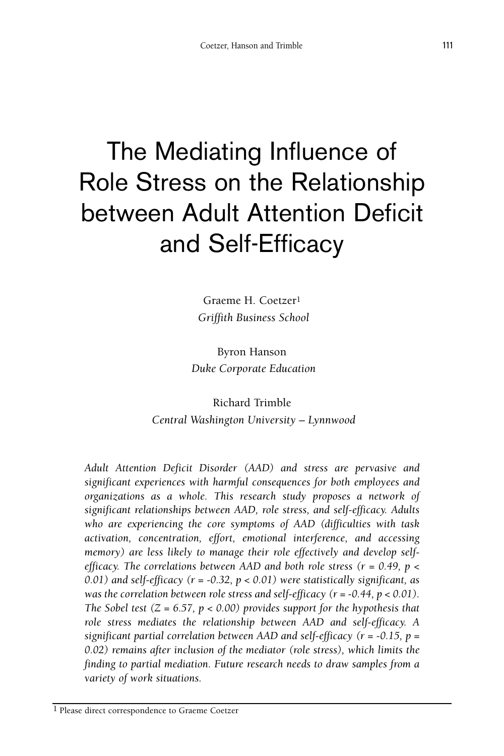# The Mediating Influence of Role Stress on the Relationship between Adult Attention Deficit and Self-Efficacy

Graeme H. Coetzer[1]
*Griffith Business School*

Byron Hanson
*Duke Corporate Education*

Richard Trimble
*Central Washington University – Lynnwood*

*Adult Attention Deficit Disorder (AAD) and stress are pervasive and significant experiences with harmful consequences for both employees and organizations as a whole. This research study proposes a network of significant relationships between AAD, role stress, and self-efficacy. Adults who are experiencing the core symptoms of AAD (difficulties with task activation, concentration, effort, emotional interference, and accessing memory) are less likely to manage their role effectively and develop self-efficacy. The correlations between AAD and both role stress ($r = 0.49$, $p < 0.01$) and self-efficacy ($r = -0.32$, $p < 0.01$) were statistically significant, as was the correlation between role stress and self-efficacy ($r = -0.44$, $p < 0.01$). The Sobel test ($Z = 6.57$, $p < 0.00$) provides support for the hypothesis that role stress mediates the relationship between AAD and self-efficacy. A significant partial correlation between AAD and self-efficacy ($r = -0.15$, $p = 0.02$) remains after inclusion of the mediator (role stress), which limits the finding to partial mediation. Future research needs to draw samples from a variety of work situations.*

[1] Please direct correspondence to Graeme Coetzer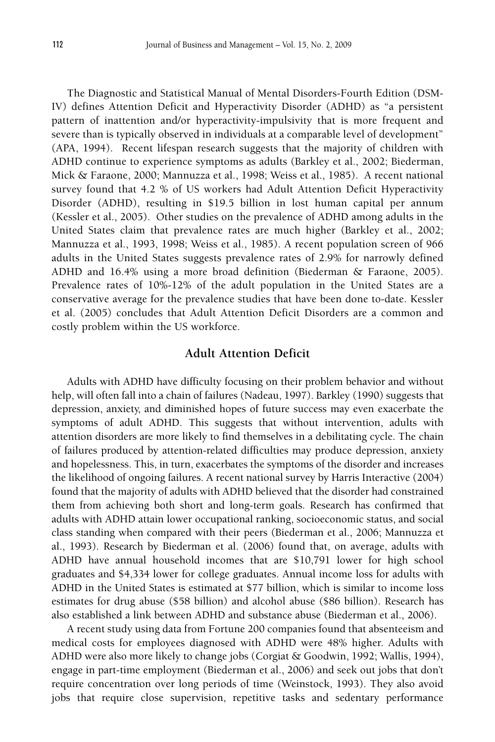The Diagnostic and Statistical Manual of Mental Disorders-Fourth Edition (DSM-IV) defines Attention Deficit and Hyperactivity Disorder (ADHD) as "a persistent pattern of inattention and/or hyperactivity-impulsivity that is more frequent and severe than is typically observed in individuals at a comparable level of development" (APA, 1994). Recent lifespan research suggests that the majority of children with ADHD continue to experience symptoms as adults (Barkley et al., 2002; Biederman, Mick & Faraone, 2000; Mannuzza et al., 1998; Weiss et al., 1985). A recent national survey found that 4.2 % of US workers had Adult Attention Deficit Hyperactivity Disorder (ADHD), resulting in $19.5 billion in lost human capital per annum (Kessler et al., 2005). Other studies on the prevalence of ADHD among adults in the United States claim that prevalence rates are much higher (Barkley et al., 2002; Mannuzza et al., 1993, 1998; Weiss et al., 1985). A recent population screen of 966 adults in the United States suggests prevalence rates of 2.9% for narrowly defined ADHD and 16.4% using a more broad definition (Biederman & Faraone, 2005). Prevalence rates of 10%-12% of the adult population in the United States are a conservative average for the prevalence studies that have been done to-date. Kessler et al. (2005) concludes that Adult Attention Deficit Disorders are a common and costly problem within the US workforce.

## Adult Attention Deficit

Adults with ADHD have difficulty focusing on their problem behavior and without help, will often fall into a chain of failures (Nadeau, 1997). Barkley (1990) suggests that depression, anxiety, and diminished hopes of future success may even exacerbate the symptoms of adult ADHD. This suggests that without intervention, adults with attention disorders are more likely to find themselves in a debilitating cycle. The chain of failures produced by attention-related difficulties may produce depression, anxiety and hopelessness. This, in turn, exacerbates the symptoms of the disorder and increases the likelihood of ongoing failures. A recent national survey by Harris Interactive (2004) found that the majority of adults with ADHD believed that the disorder had constrained them from achieving both short and long-term goals. Research has confirmed that adults with ADHD attain lower occupational ranking, socioeconomic status, and social class standing when compared with their peers (Biederman et al., 2006; Mannuzza et al., 1993). Research by Biederman et al. (2006) found that, on average, adults with ADHD have annual household incomes that are $10,791 lower for high school graduates and $4,334 lower for college graduates. Annual income loss for adults with ADHD in the United States is estimated at $77 billion, which is similar to income loss estimates for drug abuse ($58 billion) and alcohol abuse ($86 billion). Research has also established a link between ADHD and substance abuse (Biederman et al., 2006).

A recent study using data from Fortune 200 companies found that absenteeism and medical costs for employees diagnosed with ADHD were 48% higher. Adults with ADHD were also more likely to change jobs (Corgiat & Goodwin, 1992; Wallis, 1994), engage in part-time employment (Biederman et al., 2006) and seek out jobs that don't require concentration over long periods of time (Weinstock, 1993). They also avoid jobs that require close supervision, repetitive tasks and sedentary performance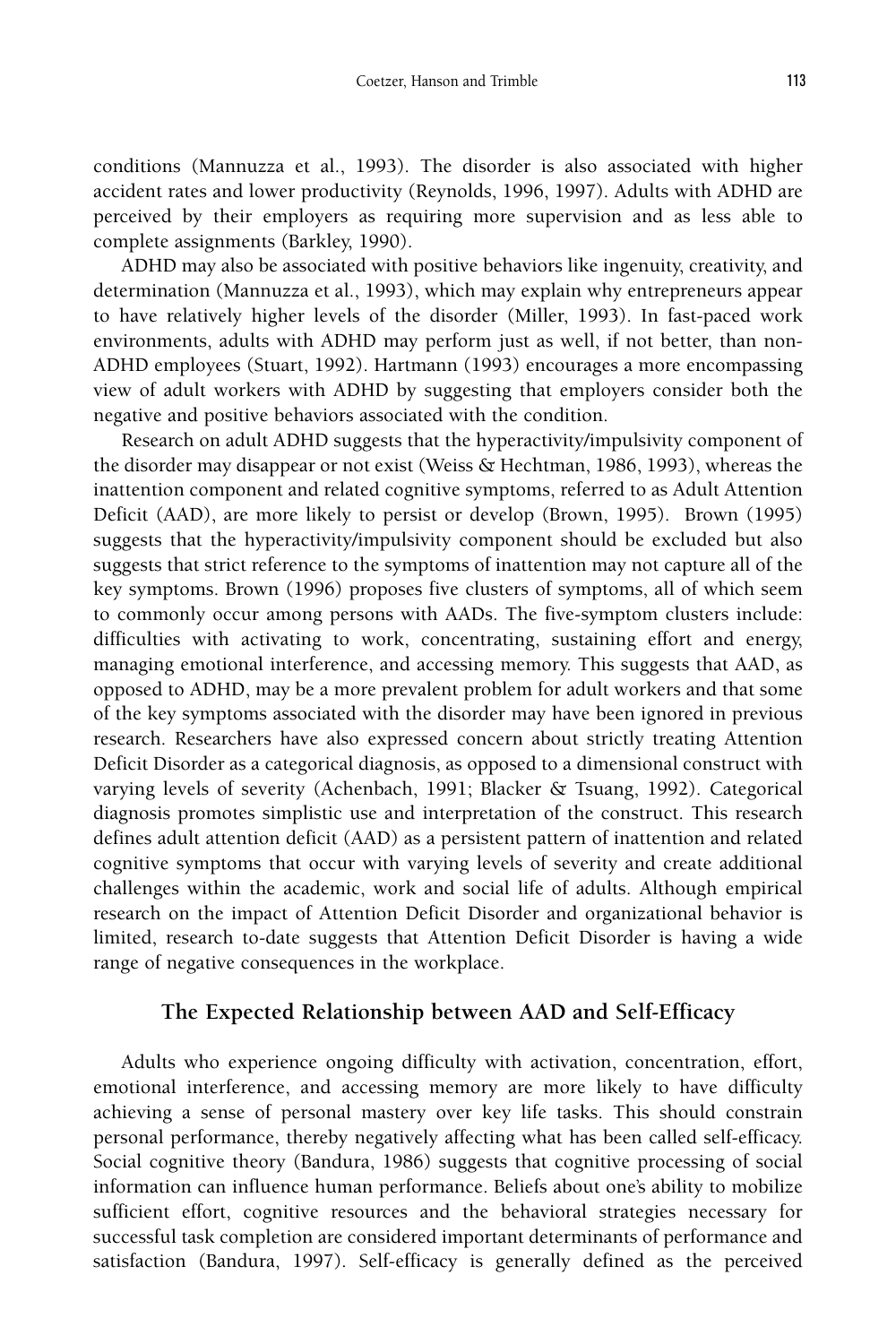conditions (Mannuzza et al., 1993). The disorder is also associated with higher accident rates and lower productivity (Reynolds, 1996, 1997). Adults with ADHD are perceived by their employers as requiring more supervision and as less able to complete assignments (Barkley, 1990).

ADHD may also be associated with positive behaviors like ingenuity, creativity, and determination (Mannuzza et al., 1993), which may explain why entrepreneurs appear to have relatively higher levels of the disorder (Miller, 1993). In fast-paced work environments, adults with ADHD may perform just as well, if not better, than non-ADHD employees (Stuart, 1992). Hartmann (1993) encourages a more encompassing view of adult workers with ADHD by suggesting that employers consider both the negative and positive behaviors associated with the condition.

Research on adult ADHD suggests that the hyperactivity/impulsivity component of the disorder may disappear or not exist (Weiss & Hechtman, 1986, 1993), whereas the inattention component and related cognitive symptoms, referred to as Adult Attention Deficit (AAD), are more likely to persist or develop (Brown, 1995). Brown (1995) suggests that the hyperactivity/impulsivity component should be excluded but also suggests that strict reference to the symptoms of inattention may not capture all of the key symptoms. Brown (1996) proposes five clusters of symptoms, all of which seem to commonly occur among persons with AADs. The five-symptom clusters include: difficulties with activating to work, concentrating, sustaining effort and energy, managing emotional interference, and accessing memory. This suggests that AAD, as opposed to ADHD, may be a more prevalent problem for adult workers and that some of the key symptoms associated with the disorder may have been ignored in previous research. Researchers have also expressed concern about strictly treating Attention Deficit Disorder as a categorical diagnosis, as opposed to a dimensional construct with varying levels of severity (Achenbach, 1991; Blacker & Tsuang, 1992). Categorical diagnosis promotes simplistic use and interpretation of the construct. This research defines adult attention deficit (AAD) as a persistent pattern of inattention and related cognitive symptoms that occur with varying levels of severity and create additional challenges within the academic, work and social life of adults. Although empirical research on the impact of Attention Deficit Disorder and organizational behavior is limited, research to-date suggests that Attention Deficit Disorder is having a wide range of negative consequences in the workplace.

## The Expected Relationship between AAD and Self-Efficacy

Adults who experience ongoing difficulty with activation, concentration, effort, emotional interference, and accessing memory are more likely to have difficulty achieving a sense of personal mastery over key life tasks. This should constrain personal performance, thereby negatively affecting what has been called self-efficacy. Social cognitive theory (Bandura, 1986) suggests that cognitive processing of social information can influence human performance. Beliefs about one's ability to mobilize sufficient effort, cognitive resources and the behavioral strategies necessary for successful task completion are considered important determinants of performance and satisfaction (Bandura, 1997). Self-efficacy is generally defined as the perceived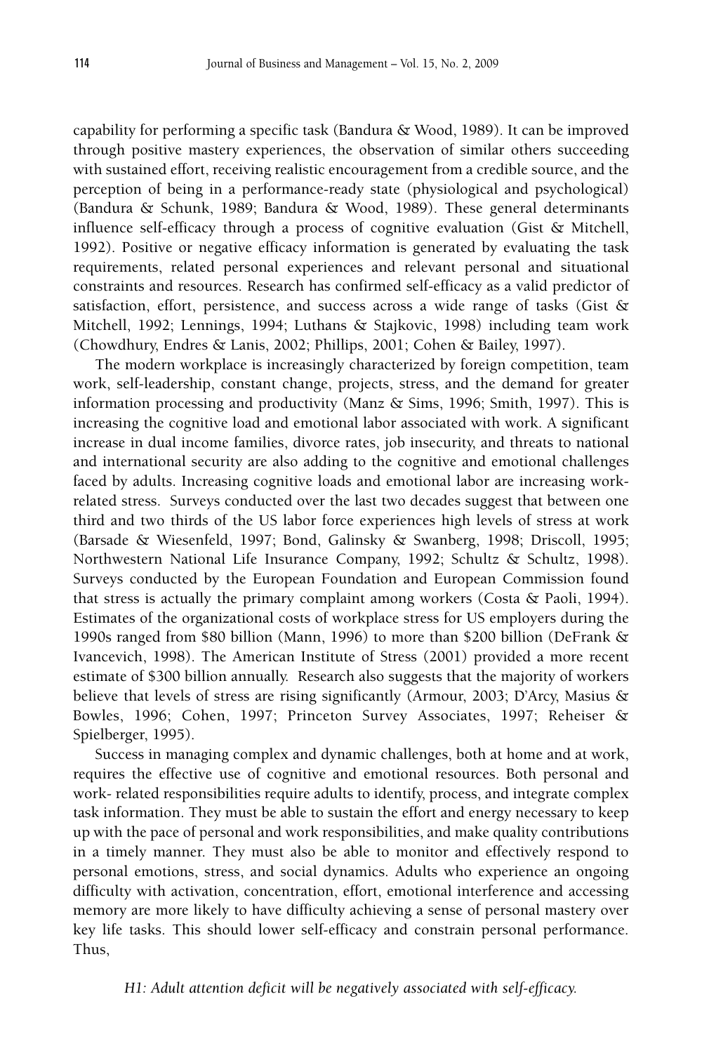capability for performing a specific task (Bandura & Wood, 1989). It can be improved through positive mastery experiences, the observation of similar others succeeding with sustained effort, receiving realistic encouragement from a credible source, and the perception of being in a performance-ready state (physiological and psychological) (Bandura & Schunk, 1989; Bandura & Wood, 1989). These general determinants influence self-efficacy through a process of cognitive evaluation (Gist & Mitchell, 1992). Positive or negative efficacy information is generated by evaluating the task requirements, related personal experiences and relevant personal and situational constraints and resources. Research has confirmed self-efficacy as a valid predictor of satisfaction, effort, persistence, and success across a wide range of tasks (Gist & Mitchell, 1992; Lennings, 1994; Luthans & Stajkovic, 1998) including team work (Chowdhury, Endres & Lanis, 2002; Phillips, 2001; Cohen & Bailey, 1997).

The modern workplace is increasingly characterized by foreign competition, team work, self-leadership, constant change, projects, stress, and the demand for greater information processing and productivity (Manz & Sims, 1996; Smith, 1997). This is increasing the cognitive load and emotional labor associated with work. A significant increase in dual income families, divorce rates, job insecurity, and threats to national and international security are also adding to the cognitive and emotional challenges faced by adults. Increasing cognitive loads and emotional labor are increasing work-related stress. Surveys conducted over the last two decades suggest that between one third and two thirds of the US labor force experiences high levels of stress at work (Barsade & Wiesenfeld, 1997; Bond, Galinsky & Swanberg, 1998; Driscoll, 1995; Northwestern National Life Insurance Company, 1992; Schultz & Schultz, 1998). Surveys conducted by the European Foundation and European Commission found that stress is actually the primary complaint among workers (Costa & Paoli, 1994). Estimates of the organizational costs of workplace stress for US employers during the 1990s ranged from $80 billion (Mann, 1996) to more than $200 billion (DeFrank & Ivancevich, 1998). The American Institute of Stress (2001) provided a more recent estimate of $300 billion annually. Research also suggests that the majority of workers believe that levels of stress are rising significantly (Armour, 2003; D'Arcy, Masius & Bowles, 1996; Cohen, 1997; Princeton Survey Associates, 1997; Reheiser & Spielberger, 1995).

Success in managing complex and dynamic challenges, both at home and at work, requires the effective use of cognitive and emotional resources. Both personal and work- related responsibilities require adults to identify, process, and integrate complex task information. They must be able to sustain the effort and energy necessary to keep up with the pace of personal and work responsibilities, and make quality contributions in a timely manner. They must also be able to monitor and effectively respond to personal emotions, stress, and social dynamics. Adults who experience an ongoing difficulty with activation, concentration, effort, emotional interference and accessing memory are more likely to have difficulty achieving a sense of personal mastery over key life tasks. This should lower self-efficacy and constrain personal performance. Thus,

*H1: Adult attention deficit will be negatively associated with self-efficacy.*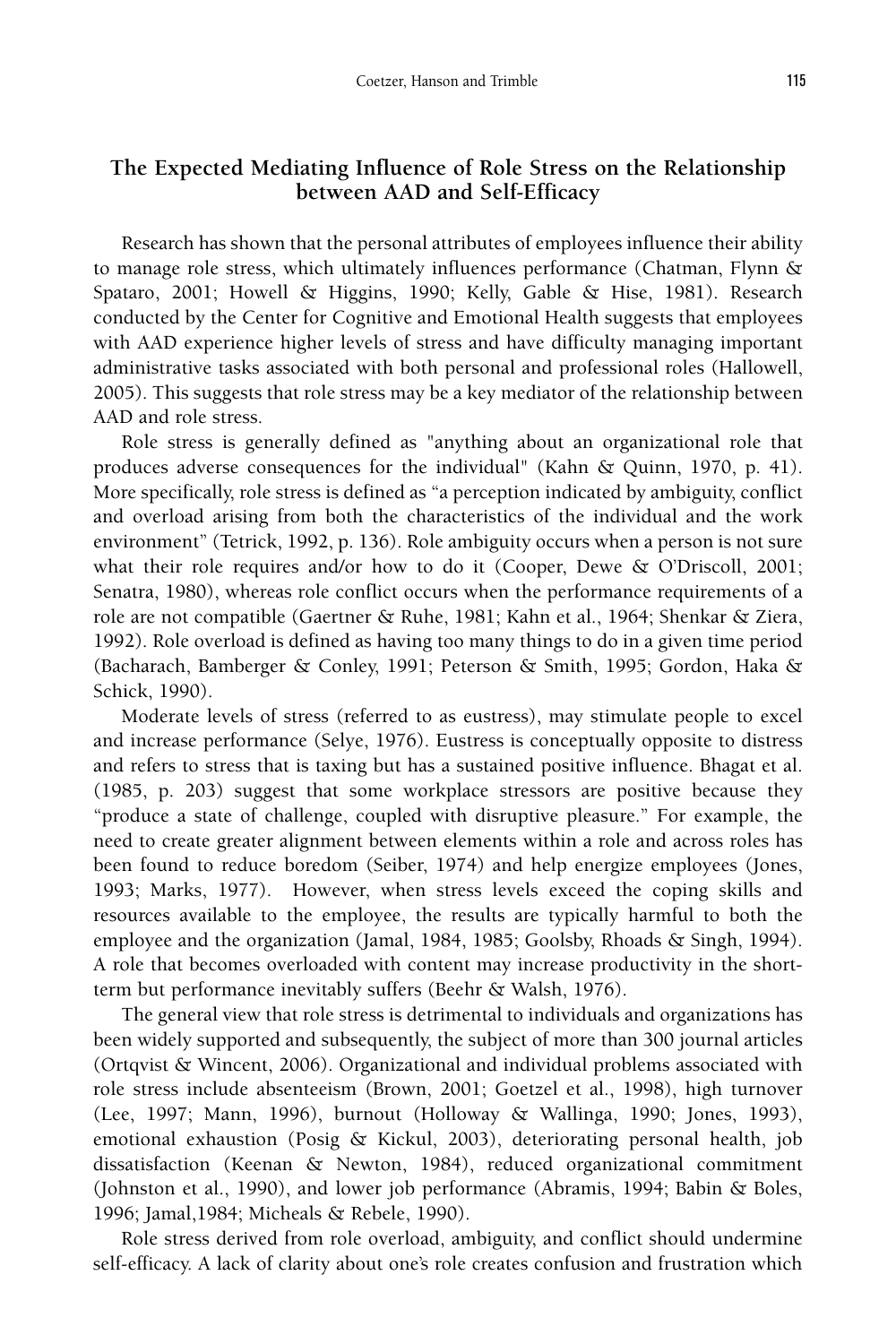## The Expected Mediating Influence of Role Stress on the Relationship between AAD and Self-Efficacy

Research has shown that the personal attributes of employees influence their ability to manage role stress, which ultimately influences performance (Chatman, Flynn & Spataro, 2001; Howell & Higgins, 1990; Kelly, Gable & Hise, 1981). Research conducted by the Center for Cognitive and Emotional Health suggests that employees with AAD experience higher levels of stress and have difficulty managing important administrative tasks associated with both personal and professional roles (Hallowell, 2005). This suggests that role stress may be a key mediator of the relationship between AAD and role stress.

Role stress is generally defined as "anything about an organizational role that produces adverse consequences for the individual" (Kahn & Quinn, 1970, p. 41). More specifically, role stress is defined as "a perception indicated by ambiguity, conflict and overload arising from both the characteristics of the individual and the work environment" (Tetrick, 1992, p. 136). Role ambiguity occurs when a person is not sure what their role requires and/or how to do it (Cooper, Dewe & O'Driscoll, 2001; Senatra, 1980), whereas role conflict occurs when the performance requirements of a role are not compatible (Gaertner & Ruhe, 1981; Kahn et al., 1964; Shenkar & Ziera, 1992). Role overload is defined as having too many things to do in a given time period (Bacharach, Bamberger & Conley, 1991; Peterson & Smith, 1995; Gordon, Haka & Schick, 1990).

Moderate levels of stress (referred to as eustress), may stimulate people to excel and increase performance (Selye, 1976). Eustress is conceptually opposite to distress and refers to stress that is taxing but has a sustained positive influence. Bhagat et al. (1985, p. 203) suggest that some workplace stressors are positive because they "produce a state of challenge, coupled with disruptive pleasure." For example, the need to create greater alignment between elements within a role and across roles has been found to reduce boredom (Seiber, 1974) and help energize employees (Jones, 1993; Marks, 1977). However, when stress levels exceed the coping skills and resources available to the employee, the results are typically harmful to both the employee and the organization (Jamal, 1984, 1985; Goolsby, Rhoads & Singh, 1994). A role that becomes overloaded with content may increase productivity in the short-term but performance inevitably suffers (Beehr & Walsh, 1976).

The general view that role stress is detrimental to individuals and organizations has been widely supported and subsequently, the subject of more than 300 journal articles (Ortqvist & Wincent, 2006). Organizational and individual problems associated with role stress include absenteeism (Brown, 2001; Goetzel et al., 1998), high turnover (Lee, 1997; Mann, 1996), burnout (Holloway & Wallinga, 1990; Jones, 1993), emotional exhaustion (Posig & Kickul, 2003), deteriorating personal health, job dissatisfaction (Keenan & Newton, 1984), reduced organizational commitment (Johnston et al., 1990), and lower job performance (Abramis, 1994; Babin & Boles, 1996; Jamal,1984; Micheals & Rebele, 1990).

Role stress derived from role overload, ambiguity, and conflict should undermine self-efficacy. A lack of clarity about one's role creates confusion and frustration which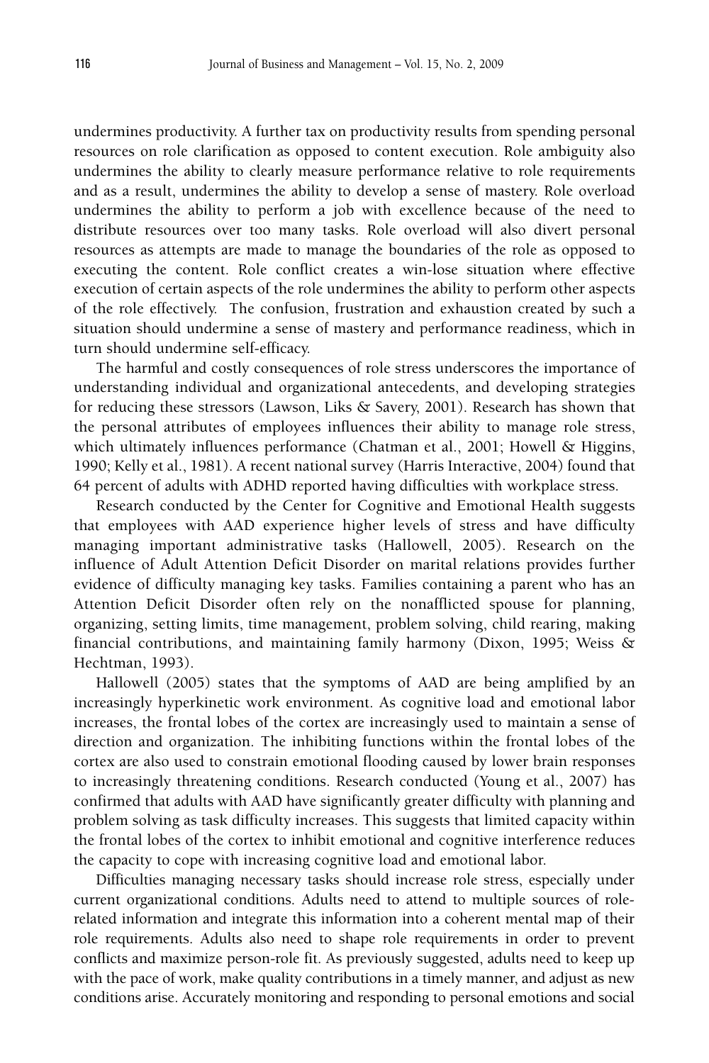undermines productivity. A further tax on productivity results from spending personal resources on role clarification as opposed to content execution. Role ambiguity also undermines the ability to clearly measure performance relative to role requirements and as a result, undermines the ability to develop a sense of mastery. Role overload undermines the ability to perform a job with excellence because of the need to distribute resources over too many tasks. Role overload will also divert personal resources as attempts are made to manage the boundaries of the role as opposed to executing the content. Role conflict creates a win-lose situation where effective execution of certain aspects of the role undermines the ability to perform other aspects of the role effectively. The confusion, frustration and exhaustion created by such a situation should undermine a sense of mastery and performance readiness, which in turn should undermine self-efficacy.

The harmful and costly consequences of role stress underscores the importance of understanding individual and organizational antecedents, and developing strategies for reducing these stressors (Lawson, Liks & Savery, 2001). Research has shown that the personal attributes of employees influences their ability to manage role stress, which ultimately influences performance (Chatman et al., 2001; Howell & Higgins, 1990; Kelly et al., 1981). A recent national survey (Harris Interactive, 2004) found that 64 percent of adults with ADHD reported having difficulties with workplace stress.

Research conducted by the Center for Cognitive and Emotional Health suggests that employees with AAD experience higher levels of stress and have difficulty managing important administrative tasks (Hallowell, 2005). Research on the influence of Adult Attention Deficit Disorder on marital relations provides further evidence of difficulty managing key tasks. Families containing a parent who has an Attention Deficit Disorder often rely on the nonafflicted spouse for planning, organizing, setting limits, time management, problem solving, child rearing, making financial contributions, and maintaining family harmony (Dixon, 1995; Weiss & Hechtman, 1993).

Hallowell (2005) states that the symptoms of AAD are being amplified by an increasingly hyperkinetic work environment. As cognitive load and emotional labor increases, the frontal lobes of the cortex are increasingly used to maintain a sense of direction and organization. The inhibiting functions within the frontal lobes of the cortex are also used to constrain emotional flooding caused by lower brain responses to increasingly threatening conditions. Research conducted (Young et al., 2007) has confirmed that adults with AAD have significantly greater difficulty with planning and problem solving as task difficulty increases. This suggests that limited capacity within the frontal lobes of the cortex to inhibit emotional and cognitive interference reduces the capacity to cope with increasing cognitive load and emotional labor.

Difficulties managing necessary tasks should increase role stress, especially under current organizational conditions. Adults need to attend to multiple sources of role-related information and integrate this information into a coherent mental map of their role requirements. Adults also need to shape role requirements in order to prevent conflicts and maximize person-role fit. As previously suggested, adults need to keep up with the pace of work, make quality contributions in a timely manner, and adjust as new conditions arise. Accurately monitoring and responding to personal emotions and social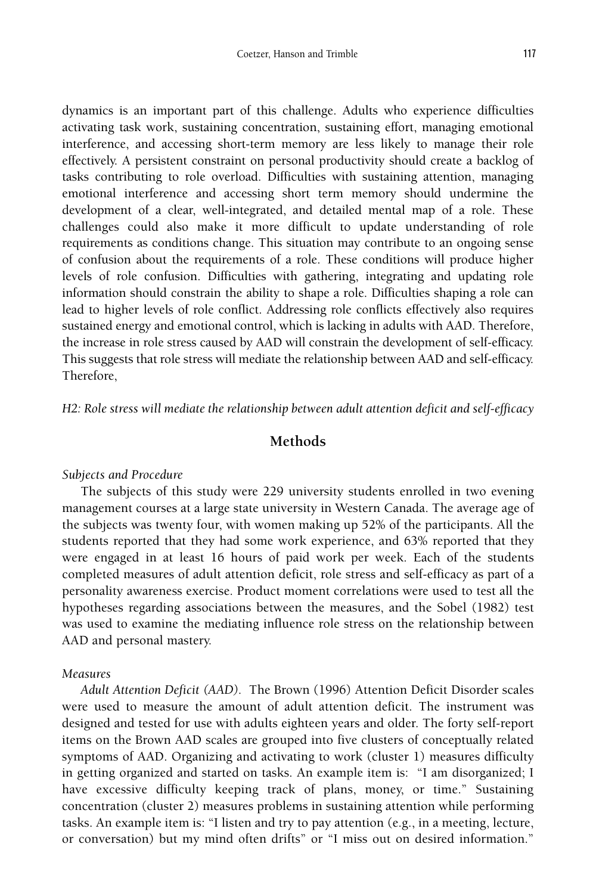dynamics is an important part of this challenge. Adults who experience difficulties activating task work, sustaining concentration, sustaining effort, managing emotional interference, and accessing short-term memory are less likely to manage their role effectively. A persistent constraint on personal productivity should create a backlog of tasks contributing to role overload. Difficulties with sustaining attention, managing emotional interference and accessing short term memory should undermine the development of a clear, well-integrated, and detailed mental map of a role. These challenges could also make it more difficult to update understanding of role requirements as conditions change. This situation may contribute to an ongoing sense of confusion about the requirements of a role. These conditions will produce higher levels of role confusion. Difficulties with gathering, integrating and updating role information should constrain the ability to shape a role. Difficulties shaping a role can lead to higher levels of role conflict. Addressing role conflicts effectively also requires sustained energy and emotional control, which is lacking in adults with AAD. Therefore, the increase in role stress caused by AAD will constrain the development of self-efficacy. This suggests that role stress will mediate the relationship between AAD and self-efficacy. Therefore,

*H2: Role stress will mediate the relationship between adult attention deficit and self-efficacy*

## Methods

*Subjects and Procedure*

The subjects of this study were 229 university students enrolled in two evening management courses at a large state university in Western Canada. The average age of the subjects was twenty four, with women making up 52% of the participants. All the students reported that they had some work experience, and 63% reported that they were engaged in at least 16 hours of paid work per week. Each of the students completed measures of adult attention deficit, role stress and self-efficacy as part of a personality awareness exercise. Product moment correlations were used to test all the hypotheses regarding associations between the measures, and the Sobel (1982) test was used to examine the mediating influence role stress on the relationship between AAD and personal mastery.

*Measures*

*Adult Attention Deficit (AAD).* The Brown (1996) Attention Deficit Disorder scales were used to measure the amount of adult attention deficit. The instrument was designed and tested for use with adults eighteen years and older. The forty self-report items on the Brown AAD scales are grouped into five clusters of conceptually related symptoms of AAD. Organizing and activating to work (cluster 1) measures difficulty in getting organized and started on tasks. An example item is: "I am disorganized; I have excessive difficulty keeping track of plans, money, or time." Sustaining concentration (cluster 2) measures problems in sustaining attention while performing tasks. An example item is: "I listen and try to pay attention (e.g., in a meeting, lecture, or conversation) but my mind often drifts" or "I miss out on desired information."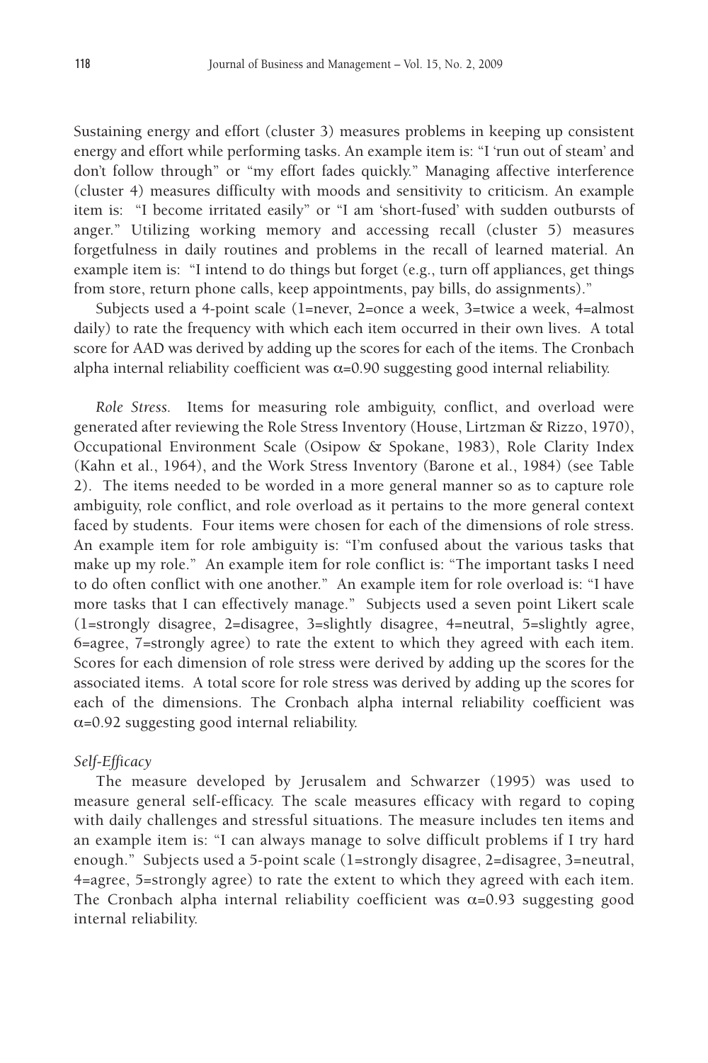Sustaining energy and effort (cluster 3) measures problems in keeping up consistent energy and effort while performing tasks. An example item is: "I 'run out of steam' and don't follow through" or "my effort fades quickly." Managing affective interference (cluster 4) measures difficulty with moods and sensitivity to criticism. An example item is: "I become irritated easily" or "I am 'short-fused' with sudden outbursts of anger." Utilizing working memory and accessing recall (cluster 5) measures forgetfulness in daily routines and problems in the recall of learned material. An example item is: "I intend to do things but forget (e.g., turn off appliances, get things from store, return phone calls, keep appointments, pay bills, do assignments)."

Subjects used a 4-point scale (1=never, 2=once a week, 3=twice a week, 4=almost daily) to rate the frequency with which each item occurred in their own lives. A total score for AAD was derived by adding up the scores for each of the items. The Cronbach alpha internal reliability coefficient was $\alpha$=0.90 suggesting good internal reliability.

*Role Stress.* Items for measuring role ambiguity, conflict, and overload were generated after reviewing the Role Stress Inventory (House, Lirtzman & Rizzo, 1970), Occupational Environment Scale (Osipow & Spokane, 1983), Role Clarity Index (Kahn et al., 1964), and the Work Stress Inventory (Barone et al., 1984) (see Table 2). The items needed to be worded in a more general manner so as to capture role ambiguity, role conflict, and role overload as it pertains to the more general context faced by students. Four items were chosen for each of the dimensions of role stress. An example item for role ambiguity is: "I'm confused about the various tasks that make up my role." An example item for role conflict is: "The important tasks I need to do often conflict with one another." An example item for role overload is: "I have more tasks that I can effectively manage." Subjects used a seven point Likert scale (1=strongly disagree, 2=disagree, 3=slightly disagree, 4=neutral, 5=slightly agree, 6=agree, 7=strongly agree) to rate the extent to which they agreed with each item. Scores for each dimension of role stress were derived by adding up the scores for the associated items. A total score for role stress was derived by adding up the scores for each of the dimensions. The Cronbach alpha internal reliability coefficient was $\alpha$=0.92 suggesting good internal reliability.

*Self-Efficacy*

The measure developed by Jerusalem and Schwarzer (1995) was used to measure general self-efficacy. The scale measures efficacy with regard to coping with daily challenges and stressful situations. The measure includes ten items and an example item is: "I can always manage to solve difficult problems if I try hard enough." Subjects used a 5-point scale (1=strongly disagree, 2=disagree, 3=neutral, 4=agree, 5=strongly agree) to rate the extent to which they agreed with each item. The Cronbach alpha internal reliability coefficient was $\alpha$=0.93 suggesting good internal reliability.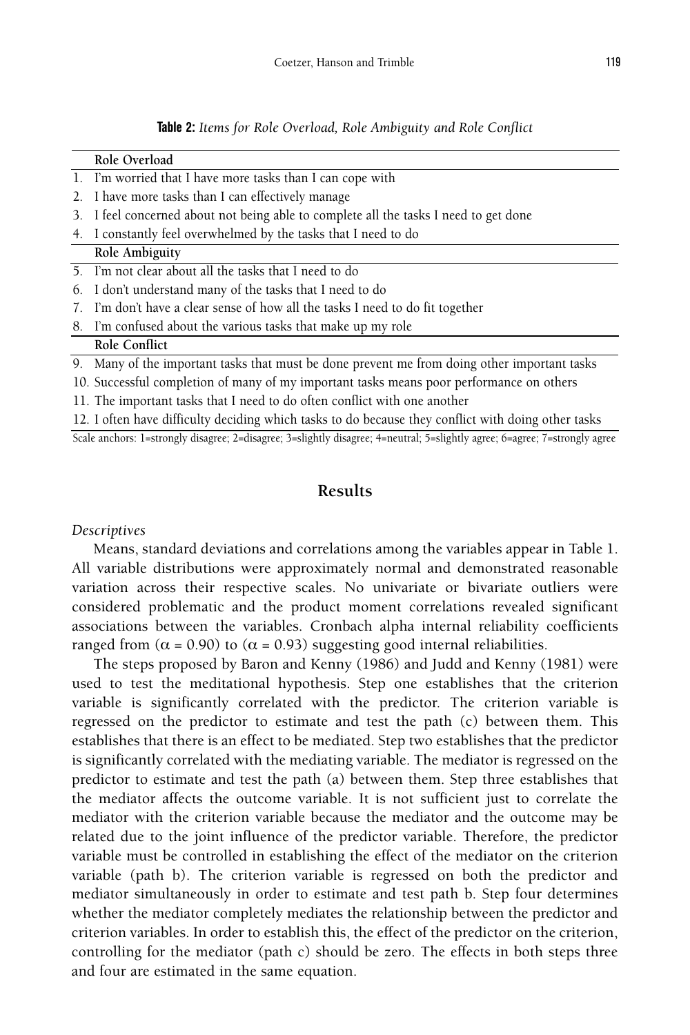**Table 2:** *Items for Role Overload, Role Ambiguity and Role Conflict*

| | |
|---|---|
| | **Role Overload** |
| 1. | I'm worried that I have more tasks than I can cope with |
| 2. | I have more tasks than I can effectively manage |
| 3. | I feel concerned about not being able to complete all the tasks I need to get done |
| 4. | I constantly feel overwhelmed by the tasks that I need to do |
| | **Role Ambiguity** |
| 5. | I'm not clear about all the tasks that I need to do |
| 6. | I don't understand many of the tasks that I need to do |
| 7. | I'm don't have a clear sense of how all the tasks I need to do fit together |
| 8. | I'm confused about the various tasks that make up my role |
| | **Role Conflict** |
| 9. | Many of the important tasks that must be done prevent me from doing other important tasks |
| 10. | Successful completion of many of my important tasks means poor performance on others |
| 11. | The important tasks that I need to do often conflict with one another |
| 12. | I often have difficulty deciding which tasks to do because they conflict with doing other tasks |

Scale anchors: 1=strongly disagree; 2=disagree; 3=slightly disagree; 4=neutral; 5=slightly agree; 6=agree; 7=strongly agree

## Results

*Descriptives*

Means, standard deviations and correlations among the variables appear in Table 1. All variable distributions were approximately normal and demonstrated reasonable variation across their respective scales. No univariate or bivariate outliers were considered problematic and the product moment correlations revealed significant associations between the variables. Cronbach alpha internal reliability coefficients ranged from ($\alpha = 0.90$) to ($\alpha = 0.93$) suggesting good internal reliabilities.

The steps proposed by Baron and Kenny (1986) and Judd and Kenny (1981) were used to test the meditational hypothesis. Step one establishes that the criterion variable is significantly correlated with the predictor. The criterion variable is regressed on the predictor to estimate and test the path (c) between them. This establishes that there is an effect to be mediated. Step two establishes that the predictor is significantly correlated with the mediating variable. The mediator is regressed on the predictor to estimate and test the path (a) between them. Step three establishes that the mediator affects the outcome variable. It is not sufficient just to correlate the mediator with the criterion variable because the mediator and the outcome may be related due to the joint influence of the predictor variable. Therefore, the predictor variable must be controlled in establishing the effect of the mediator on the criterion variable (path b). The criterion variable is regressed on both the predictor and mediator simultaneously in order to estimate and test path b. Step four determines whether the mediator completely mediates the relationship between the predictor and criterion variables. In order to establish this, the effect of the predictor on the criterion, controlling for the mediator (path c) should be zero. The effects in both steps three and four are estimated in the same equation.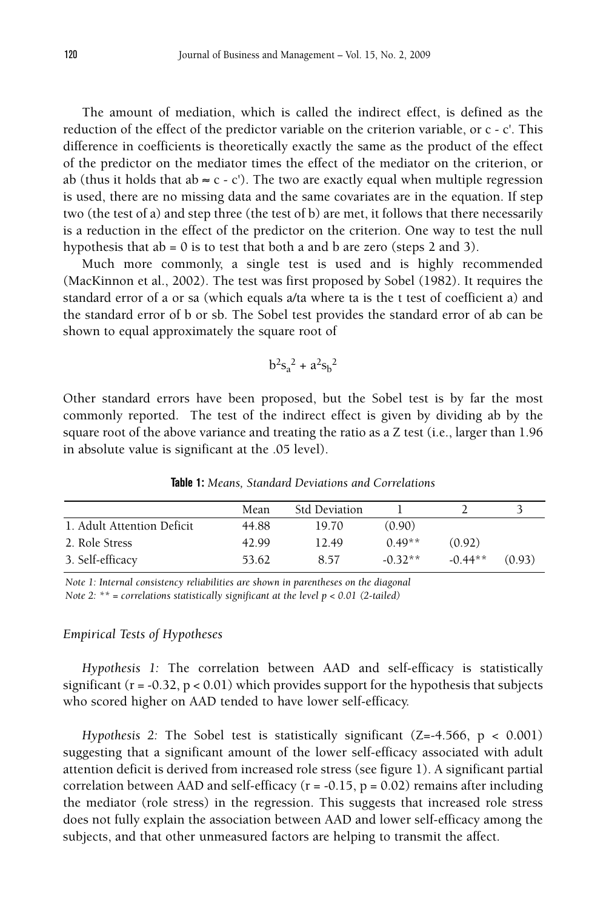The amount of mediation, which is called the indirect effect, is defined as the reduction of the effect of the predictor variable on the criterion variable, or c - c'. This difference in coefficients is theoretically exactly the same as the product of the effect of the predictor on the mediator times the effect of the mediator on the criterion, or ab (thus it holds that ab ≈ c - c'). The two are exactly equal when multiple regression is used, there are no missing data and the same covariates are in the equation. If step two (the test of a) and step three (the test of b) are met, it follows that there necessarily is a reduction in the effect of the predictor on the criterion. One way to test the null hypothesis that ab = 0 is to test that both a and b are zero (steps 2 and 3).

Much more commonly, a single test is used and is highly recommended (MacKinnon et al., 2002). The test was first proposed by Sobel (1982). It requires the standard error of a or sa (which equals a/ta where ta is the t test of coefficient a) and the standard error of b or sb. The Sobel test provides the standard error of ab can be shown to equal approximately the square root of

$$b^2 s_a^2 + a^2 s_b^2$$

Other standard errors have been proposed, but the Sobel test is by far the most commonly reported. The test of the indirect effect is given by dividing ab by the square root of the above variance and treating the ratio as a Z test (i.e., larger than 1.96 in absolute value is significant at the .05 level).

**Table 1:** *Means, Standard Deviations and Correlations*

| | Mean | Std Deviation | 1 | 2 | 3 |
|---|---|---|---|---|---|
| 1. Adult Attention Deficit | 44.88 | 19.70 | (0.90) | | |
| 2. Role Stress | 42.99 | 12.49 | 0.49** | (0.92) | |
| 3. Self-efficacy | 53.62 | 8.57 | -0.32** | -0.44** | (0.93) |

*Note 1: Internal consistency reliabilities are shown in parentheses on the diagonal*
*Note 2: ** = correlations statistically significant at the level p < 0.01 (2-tailed)*

*Empirical Tests of Hypotheses*

*Hypothesis 1:* The correlation between AAD and self-efficacy is statistically significant ($r = -0.32$, $p < 0.01$) which provides support for the hypothesis that subjects who scored higher on AAD tended to have lower self-efficacy.

*Hypothesis 2:* The Sobel test is statistically significant ($Z=-4.566$, $p < 0.001$) suggesting that a significant amount of the lower self-efficacy associated with adult attention deficit is derived from increased role stress (see figure 1). A significant partial correlation between AAD and self-efficacy ($r = -0.15$, $p = 0.02$) remains after including the mediator (role stress) in the regression. This suggests that increased role stress does not fully explain the association between AAD and lower self-efficacy among the subjects, and that other unmeasured factors are helping to transmit the affect.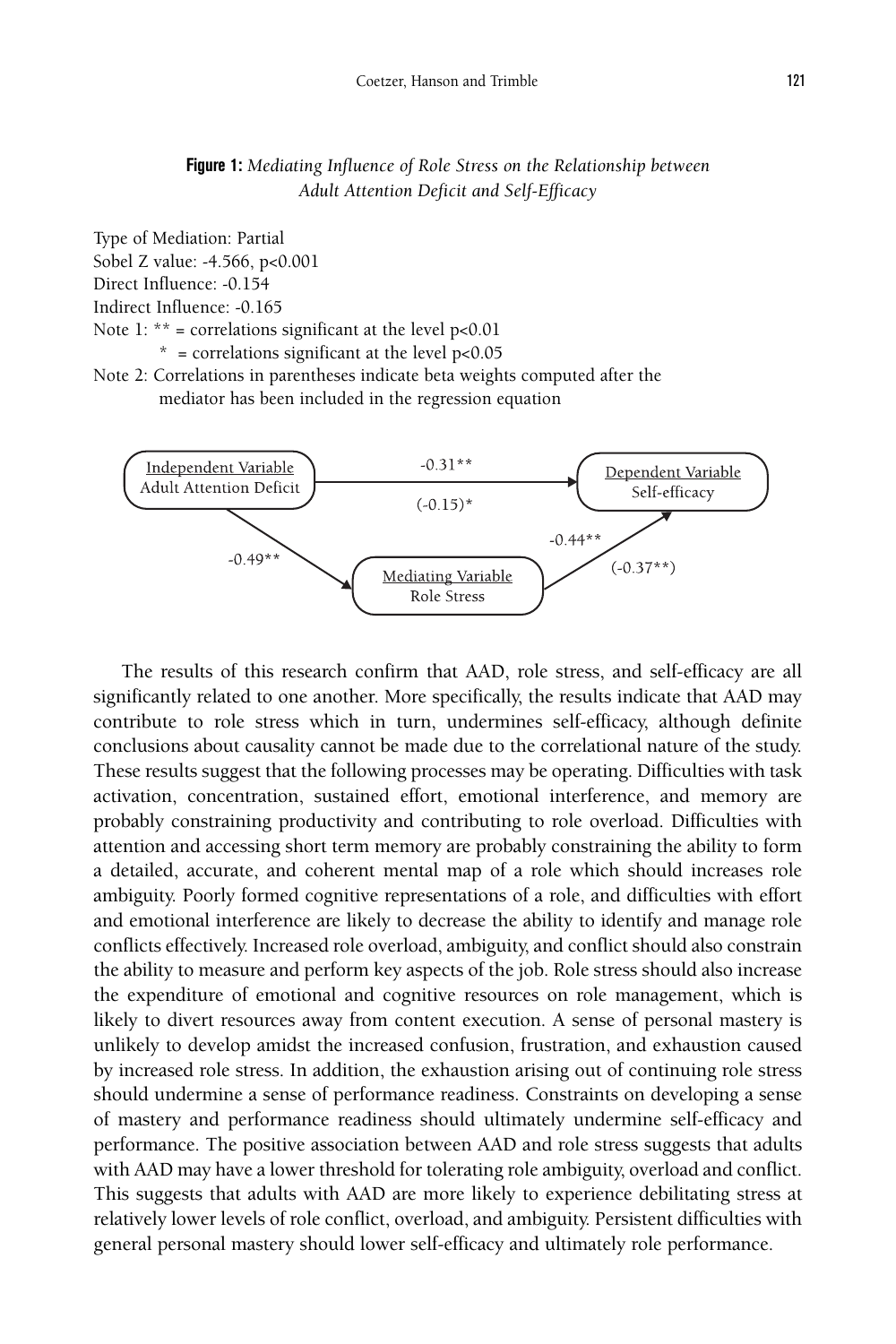**Figure 1:** *Mediating Influence of Role Stress on the Relationship between Adult Attention Deficit and Self-Efficacy*

Type of Mediation: Partial
Sobel Z value: -4.566, $p<0.001$
Direct Influence: -0.154
Indirect Influence: -0.165
Note 1: ** = correlations significant at the level $p<0.01$
  * = correlations significant at the level $p<0.05$
Note 2: Correlations in parentheses indicate beta weights computed after the mediator has been included in the regression equation

Independent Variable: Adult Attention Deficit → Dependent Variable: Self-efficacy: -0.31** (-0.15)*

Independent Variable: Adult Attention Deficit → Mediating Variable: Role Stress: -0.49**

Mediating Variable: Role Stress → Dependent Variable: Self-efficacy: -0.44** (-0.37**)

The results of this research confirm that AAD, role stress, and self-efficacy are all significantly related to one another. More specifically, the results indicate that AAD may contribute to role stress which in turn, undermines self-efficacy, although definite conclusions about causality cannot be made due to the correlational nature of the study. These results suggest that the following processes may be operating. Difficulties with task activation, concentration, sustained effort, emotional interference, and memory are probably constraining productivity and contributing to role overload. Difficulties with attention and accessing short term memory are probably constraining the ability to form a detailed, accurate, and coherent mental map of a role which should increases role ambiguity. Poorly formed cognitive representations of a role, and difficulties with effort and emotional interference are likely to decrease the ability to identify and manage role conflicts effectively. Increased role overload, ambiguity, and conflict should also constrain the ability to measure and perform key aspects of the job. Role stress should also increase the expenditure of emotional and cognitive resources on role management, which is likely to divert resources away from content execution. A sense of personal mastery is unlikely to develop amidst the increased confusion, frustration, and exhaustion caused by increased role stress. In addition, the exhaustion arising out of continuing role stress should undermine a sense of performance readiness. Constraints on developing a sense of mastery and performance readiness should ultimately undermine self-efficacy and performance. The positive association between AAD and role stress suggests that adults with AAD may have a lower threshold for tolerating role ambiguity, overload and conflict. This suggests that adults with AAD are more likely to experience debilitating stress at relatively lower levels of role conflict, overload, and ambiguity. Persistent difficulties with general personal mastery should lower self-efficacy and ultimately role performance.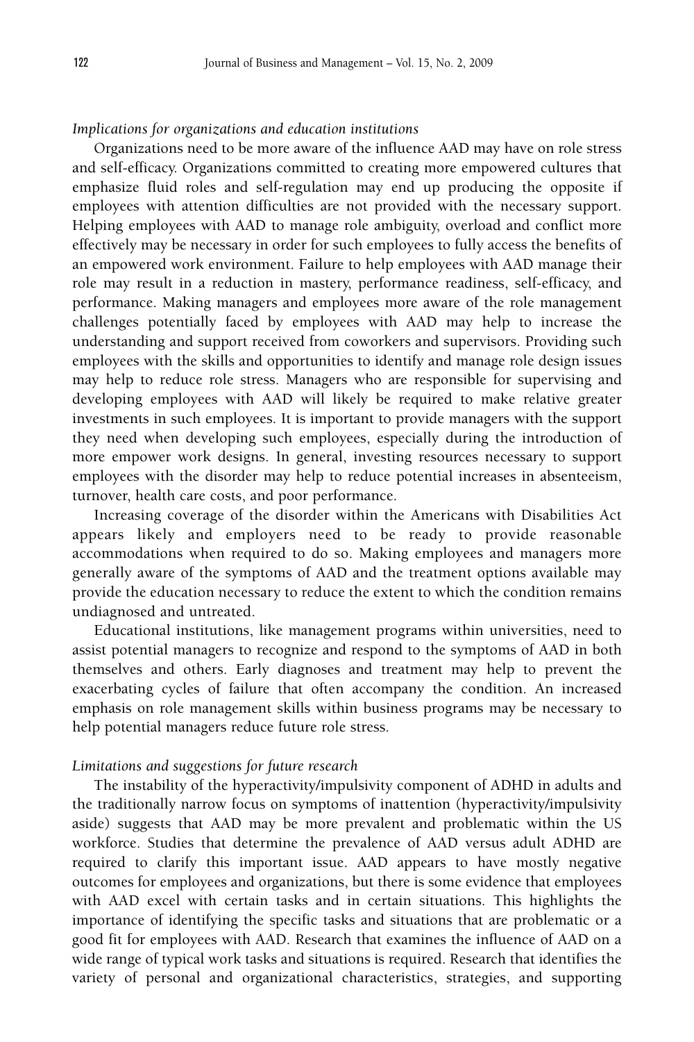*Implications for organizations and education institutions*

Organizations need to be more aware of the influence AAD may have on role stress and self-efficacy. Organizations committed to creating more empowered cultures that emphasize fluid roles and self-regulation may end up producing the opposite if employees with attention difficulties are not provided with the necessary support. Helping employees with AAD to manage role ambiguity, overload and conflict more effectively may be necessary in order for such employees to fully access the benefits of an empowered work environment. Failure to help employees with AAD manage their role may result in a reduction in mastery, performance readiness, self-efficacy, and performance. Making managers and employees more aware of the role management challenges potentially faced by employees with AAD may help to increase the understanding and support received from coworkers and supervisors. Providing such employees with the skills and opportunities to identify and manage role design issues may help to reduce role stress. Managers who are responsible for supervising and developing employees with AAD will likely be required to make relative greater investments in such employees. It is important to provide managers with the support they need when developing such employees, especially during the introduction of more empower work designs. In general, investing resources necessary to support employees with the disorder may help to reduce potential increases in absenteeism, turnover, health care costs, and poor performance.

Increasing coverage of the disorder within the Americans with Disabilities Act appears likely and employers need to be ready to provide reasonable accommodations when required to do so. Making employees and managers more generally aware of the symptoms of AAD and the treatment options available may provide the education necessary to reduce the extent to which the condition remains undiagnosed and untreated.

Educational institutions, like management programs within universities, need to assist potential managers to recognize and respond to the symptoms of AAD in both themselves and others. Early diagnoses and treatment may help to prevent the exacerbating cycles of failure that often accompany the condition. An increased emphasis on role management skills within business programs may be necessary to help potential managers reduce future role stress.

*Limitations and suggestions for future research*

The instability of the hyperactivity/impulsivity component of ADHD in adults and the traditionally narrow focus on symptoms of inattention (hyperactivity/impulsivity aside) suggests that AAD may be more prevalent and problematic within the US workforce. Studies that determine the prevalence of AAD versus adult ADHD are required to clarify this important issue. AAD appears to have mostly negative outcomes for employees and organizations, but there is some evidence that employees with AAD excel with certain tasks and in certain situations. This highlights the importance of identifying the specific tasks and situations that are problematic or a good fit for employees with AAD. Research that examines the influence of AAD on a wide range of typical work tasks and situations is required. Research that identifies the variety of personal and organizational characteristics, strategies, and supporting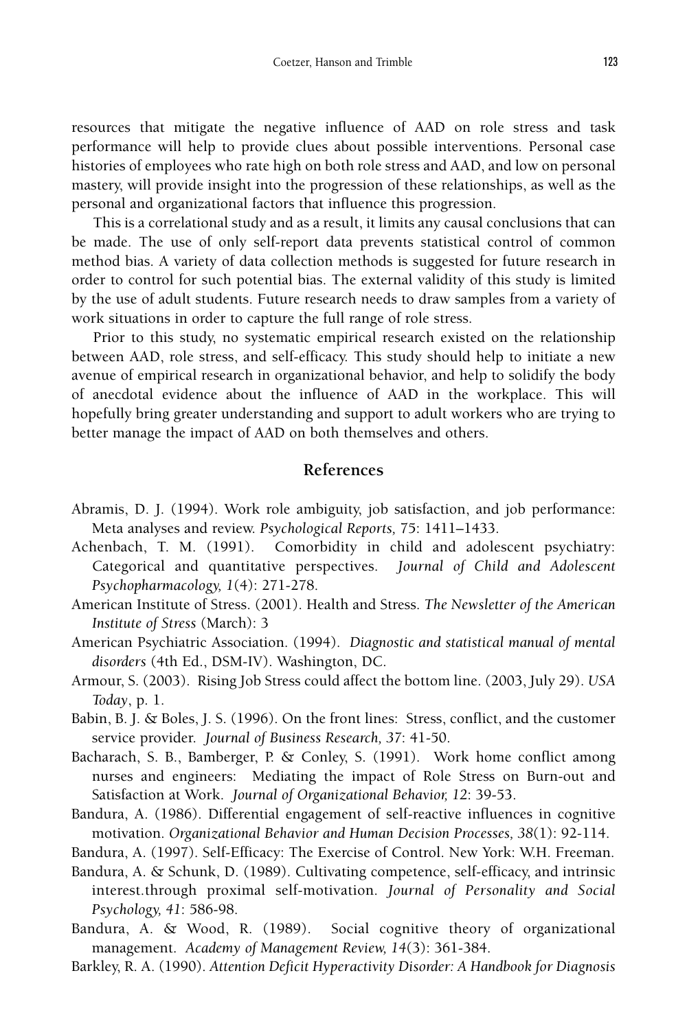resources that mitigate the negative influence of AAD on role stress and task performance will help to provide clues about possible interventions. Personal case histories of employees who rate high on both role stress and AAD, and low on personal mastery, will provide insight into the progression of these relationships, as well as the personal and organizational factors that influence this progression.

This is a correlational study and as a result, it limits any causal conclusions that can be made. The use of only self-report data prevents statistical control of common method bias. A variety of data collection methods is suggested for future research in order to control for such potential bias. The external validity of this study is limited by the use of adult students. Future research needs to draw samples from a variety of work situations in order to capture the full range of role stress.

Prior to this study, no systematic empirical research existed on the relationship between AAD, role stress, and self-efficacy. This study should help to initiate a new avenue of empirical research in organizational behavior, and help to solidify the body of anecdotal evidence about the influence of AAD in the workplace. This will hopefully bring greater understanding and support to adult workers who are trying to better manage the impact of AAD on both themselves and others.

## References

Abramis, D. J. (1994). Work role ambiguity, job satisfaction, and job performance: Meta analyses and review. *Psychological Reports, 75*: 1411–1433.

Achenbach, T. M. (1991). Comorbidity in child and adolescent psychiatry: Categorical and quantitative perspectives. *Journal of Child and Adolescent Psychopharmacology, 1*(4): 271-278.

American Institute of Stress. (2001). Health and Stress. *The Newsletter of the American Institute of Stress* (March): 3

American Psychiatric Association. (1994). *Diagnostic and statistical manual of mental disorders* (4th Ed., DSM-IV). Washington, DC.

Armour, S. (2003). Rising Job Stress could affect the bottom line. (2003, July 29). *USA Today*, p. 1.

Babin, B. J. & Boles, J. S. (1996). On the front lines: Stress, conflict, and the customer service provider. *Journal of Business Research, 37*: 41-50.

Bacharach, S. B., Bamberger, P. & Conley, S. (1991). Work home conflict among nurses and engineers: Mediating the impact of Role Stress on Burn-out and Satisfaction at Work. *Journal of Organizational Behavior, 12*: 39-53.

Bandura, A. (1986). Differential engagement of self-reactive influences in cognitive motivation. *Organizational Behavior and Human Decision Processes, 38*(1): 92-114.

Bandura, A. (1997). Self-Efficacy: The Exercise of Control. New York: W.H. Freeman.

Bandura, A. & Schunk, D. (1989). Cultivating competence, self-efficacy, and intrinsic interest.through proximal self-motivation. *Journal of Personality and Social Psychology, 41*: 586-98.

Bandura, A. & Wood, R. (1989). Social cognitive theory of organizational management. *Academy of Management Review, 14*(3): 361-384.

Barkley, R. A. (1990). *Attention Deficit Hyperactivity Disorder: A Handbook for Diagnosis*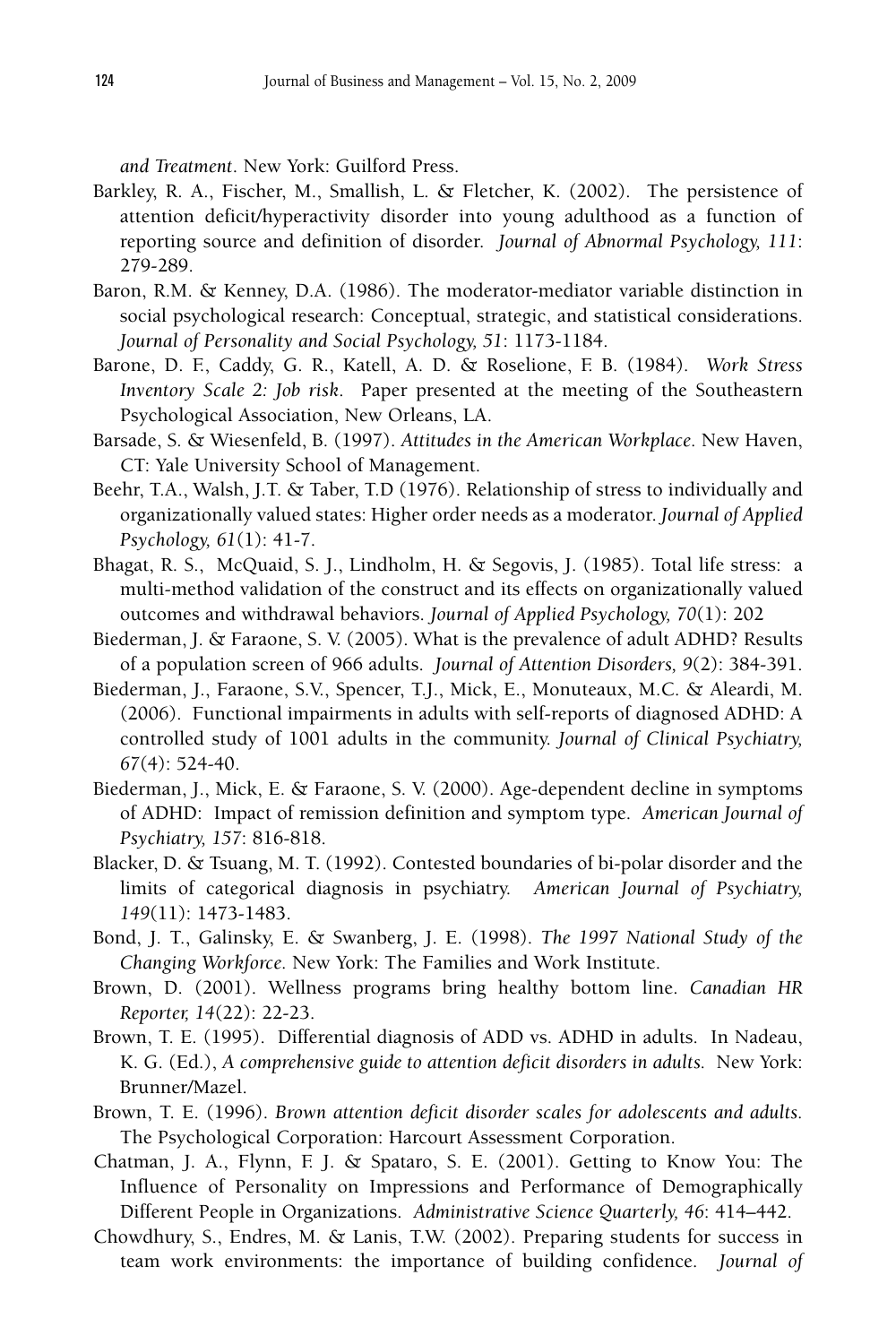*and Treatment*. New York: Guilford Press.

Barkley, R. A., Fischer, M., Smallish, L. & Fletcher, K. (2002). The persistence of attention deficit/hyperactivity disorder into young adulthood as a function of reporting source and definition of disorder. *Journal of Abnormal Psychology, 111*: 279-289.

Baron, R.M. & Kenney, D.A. (1986). The moderator-mediator variable distinction in social psychological research: Conceptual, strategic, and statistical considerations. *Journal of Personality and Social Psychology, 51*: 1173-1184.

Barone, D. F., Caddy, G. R., Katell, A. D. & Roselione, F. B. (1984). *Work Stress Inventory Scale 2: Job risk*. Paper presented at the meeting of the Southeastern Psychological Association, New Orleans, LA.

Barsade, S. & Wiesenfeld, B. (1997). *Attitudes in the American Workplace*. New Haven, CT: Yale University School of Management.

Beehr, T.A., Walsh, J.T. & Taber, T.D (1976). Relationship of stress to individually and organizationally valued states: Higher order needs as a moderator. *Journal of Applied Psychology, 61*(1): 41-7.

Bhagat, R. S., McQuaid, S. J., Lindholm, H. & Segovis, J. (1985). Total life stress: a multi-method validation of the construct and its effects on organizationally valued outcomes and withdrawal behaviors. *Journal of Applied Psychology, 70*(1): 202

Biederman, J. & Faraone, S. V. (2005). What is the prevalence of adult ADHD? Results of a population screen of 966 adults. *Journal of Attention Disorders, 9*(2): 384-391.

Biederman, J., Faraone, S.V., Spencer, T.J., Mick, E., Monuteaux, M.C. & Aleardi, M. (2006). Functional impairments in adults with self-reports of diagnosed ADHD: A controlled study of 1001 adults in the community. *Journal of Clinical Psychiatry, 67*(4): 524-40.

Biederman, J., Mick, E. & Faraone, S. V. (2000). Age-dependent decline in symptoms of ADHD: Impact of remission definition and symptom type. *American Journal of Psychiatry, 157*: 816-818.

Blacker, D. & Tsuang, M. T. (1992). Contested boundaries of bi-polar disorder and the limits of categorical diagnosis in psychiatry. *American Journal of Psychiatry, 149*(11): 1473-1483.

Bond, J. T., Galinsky, E. & Swanberg, J. E. (1998). *The 1997 National Study of the Changing Workforce.* New York: The Families and Work Institute.

Brown, D. (2001). Wellness programs bring healthy bottom line. *Canadian HR Reporter, 14*(22): 22-23.

Brown, T. E. (1995). Differential diagnosis of ADD vs. ADHD in adults. In Nadeau, K. G. (Ed.), *A comprehensive guide to attention deficit disorders in adults.* New York: Brunner/Mazel.

Brown, T. E. (1996). *Brown attention deficit disorder scales for adolescents and adults.* The Psychological Corporation: Harcourt Assessment Corporation.

Chatman, J. A., Flynn, F. J. & Spataro, S. E. (2001). Getting to Know You: The Influence of Personality on Impressions and Performance of Demographically Different People in Organizations. *Administrative Science Quarterly, 46*: 414–442.

Chowdhury, S., Endres, M. & Lanis, T.W. (2002). Preparing students for success in team work environments: the importance of building confidence. *Journal of*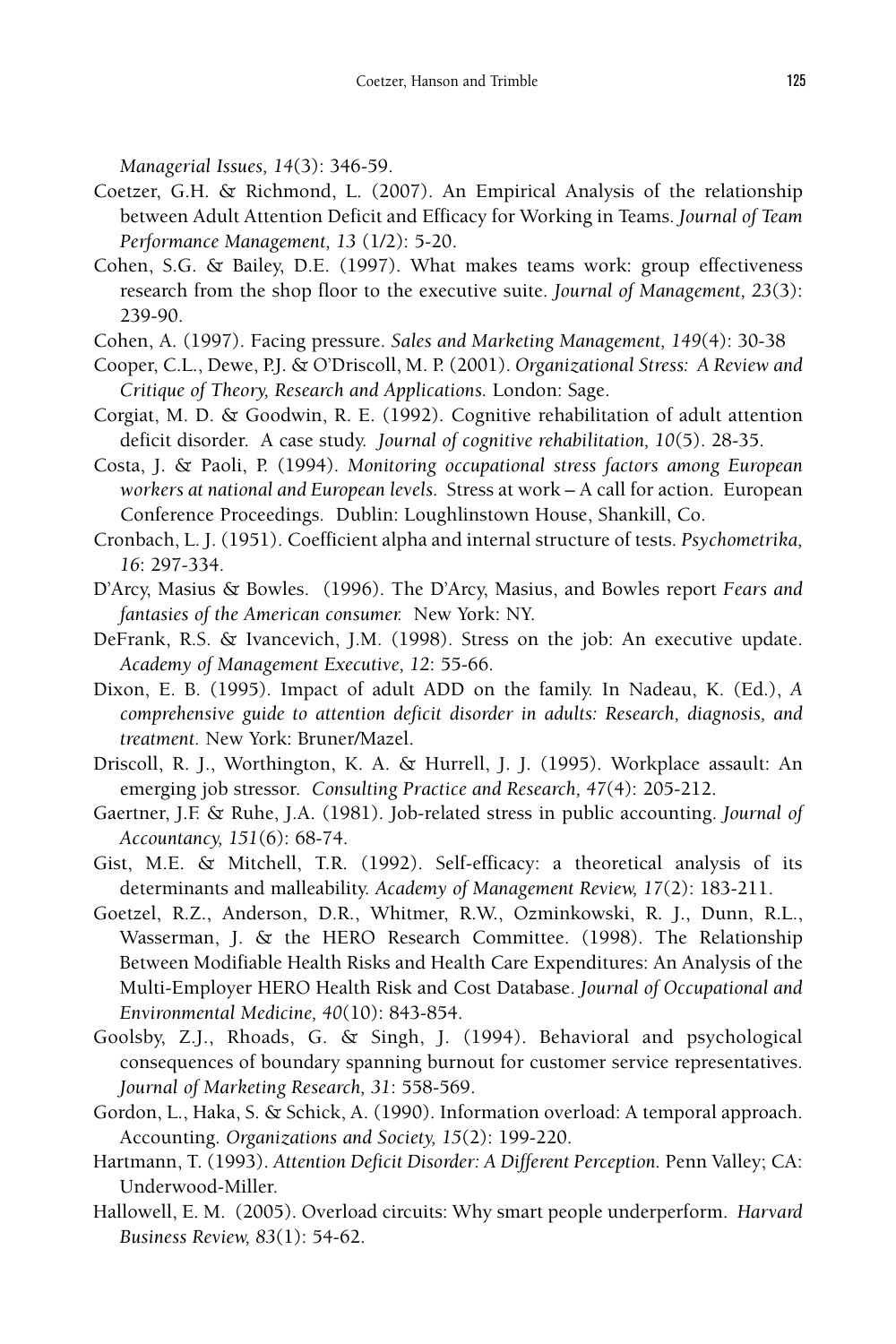*Managerial Issues, 14*(3): 346-59.

Coetzer, G.H. & Richmond, L. (2007). An Empirical Analysis of the relationship between Adult Attention Deficit and Efficacy for Working in Teams. *Journal of Team Performance Management, 13* (1/2): 5-20.

Cohen, S.G. & Bailey, D.E. (1997). What makes teams work: group effectiveness research from the shop floor to the executive suite. *Journal of Management, 23*(3): 239-90.

Cohen, A. (1997). Facing pressure. *Sales and Marketing Management, 149*(4): 30-38

Cooper, C.L., Dewe, P.J. & O'Driscoll, M. P. (2001). *Organizational Stress: A Review and Critique of Theory, Research and Applications.* London: Sage.

Corgiat, M. D. & Goodwin, R. E. (1992). Cognitive rehabilitation of adult attention deficit disorder. A case study. *Journal of cognitive rehabilitation, 10*(5). 28-35.

Costa, J. & Paoli, P. (1994). *Monitoring occupational stress factors among European workers at national and European levels.* Stress at work – A call for action. European Conference Proceedings. Dublin: Loughlinstown House, Shankill, Co.

Cronbach, L. J. (1951). Coefficient alpha and internal structure of tests. *Psychometrika, 16*: 297-334.

D'Arcy, Masius & Bowles. (1996). The D'Arcy, Masius, and Bowles report *Fears and fantasies of the American consumer.* New York: NY.

DeFrank, R.S. & Ivancevich, J.M. (1998). Stress on the job: An executive update. *Academy of Management Executive, 12*: 55-66.

Dixon, E. B. (1995). Impact of adult ADD on the family. In Nadeau, K. (Ed.), *A comprehensive guide to attention deficit disorder in adults: Research, diagnosis, and treatment.* New York: Bruner/Mazel.

Driscoll, R. J., Worthington, K. A. & Hurrell, J. J. (1995). Workplace assault: An emerging job stressor. *Consulting Practice and Research, 47*(4): 205-212.

Gaertner, J.F. & Ruhe, J.A. (1981). Job-related stress in public accounting. *Journal of Accountancy, 151*(6): 68-74.

Gist, M.E. & Mitchell, T.R. (1992). Self-efficacy: a theoretical analysis of its determinants and malleability. *Academy of Management Review, 17*(2): 183-211.

Goetzel, R.Z., Anderson, D.R., Whitmer, R.W., Ozminkowski, R. J., Dunn, R.L., Wasserman, J. & the HERO Research Committee. (1998). The Relationship Between Modifiable Health Risks and Health Care Expenditures: An Analysis of the Multi-Employer HERO Health Risk and Cost Database. *Journal of Occupational and Environmental Medicine, 40*(10): 843-854.

Goolsby, Z.J., Rhoads, G. & Singh, J. (1994). Behavioral and psychological consequences of boundary spanning burnout for customer service representatives. *Journal of Marketing Research, 31*: 558-569.

Gordon, L., Haka, S. & Schick, A. (1990). Information overload: A temporal approach. Accounting. *Organizations and Society, 15*(2): 199-220.

Hartmann, T. (1993). *Attention Deficit Disorder: A Different Perception.* Penn Valley; CA: Underwood-Miller.

Hallowell, E. M. (2005). Overload circuits: Why smart people underperform. *Harvard Business Review, 83*(1): 54-62.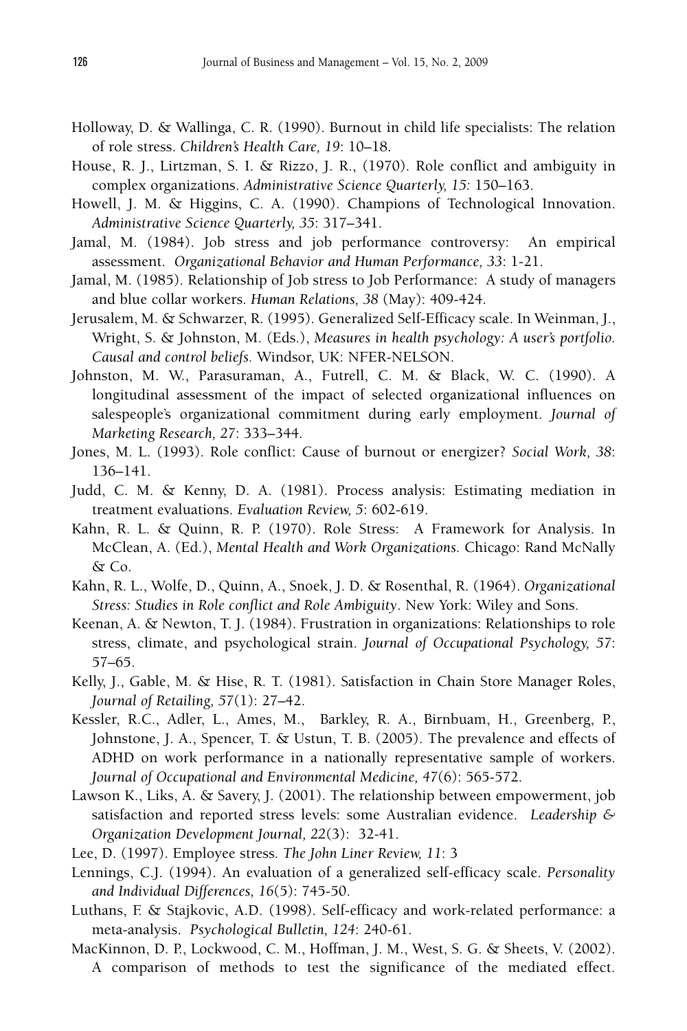Holloway, D. & Wallinga, C. R. (1990). Burnout in child life specialists: The relation of role stress. *Children's Health Care, 19*: 10–18.

House, R. J., Lirtzman, S. I. & Rizzo, J. R., (1970). Role conflict and ambiguity in complex organizations. *Administrative Science Quarterly, 15:* 150–163.

Howell, J. M. & Higgins, C. A. (1990). Champions of Technological Innovation. *Administrative Science Quarterly, 35*: 317–341.

Jamal, M. (1984). Job stress and job performance controversy: An empirical assessment. *Organizational Behavior and Human Performance, 33*: 1-21.

Jamal, M. (1985). Relationship of Job stress to Job Performance: A study of managers and blue collar workers. *Human Relations, 38* (May): 409-424.

Jerusalem, M. & Schwarzer, R. (1995). Generalized Self-Efficacy scale. In Weinman, J., Wright, S. & Johnston, M. (Eds.), *Measures in health psychology: A user's portfolio. Causal and control beliefs.* Windsor, UK: NFER-NELSON.

Johnston, M. W., Parasuraman, A., Futrell, C. M. & Black, W. C. (1990). A longitudinal assessment of the impact of selected organizational influences on salespeople's organizational commitment during early employment. *Journal of Marketing Research, 27*: 333–344.

Jones, M. L. (1993). Role conflict: Cause of burnout or energizer? *Social Work, 38*: 136–141.

Judd, C. M. & Kenny, D. A. (1981). Process analysis: Estimating mediation in treatment evaluations. *Evaluation Review, 5*: 602-619.

Kahn, R. L. & Quinn, R. P. (1970). Role Stress: A Framework for Analysis. In McClean, A. (Ed.), *Mental Health and Work Organizations.* Chicago: Rand McNally & Co.

Kahn, R. L., Wolfe, D., Quinn, A., Snoek, J. D. & Rosenthal, R. (1964). *Organizational Stress: Studies in Role conflict and Role Ambiguity*. New York: Wiley and Sons.

Keenan, A. & Newton, T. J. (1984). Frustration in organizations: Relationships to role stress, climate, and psychological strain. *Journal of Occupational Psychology, 57*: 57–65.

Kelly, J., Gable, M. & Hise, R. T. (1981). Satisfaction in Chain Store Manager Roles, *Journal of Retailing, 57*(1): 27–42.

Kessler, R.C., Adler, L., Ames, M., Barkley, R. A., Birnbuam, H., Greenberg, P., Johnstone, J. A., Spencer, T. & Ustun, T. B. (2005). The prevalence and effects of ADHD on work performance in a nationally representative sample of workers. *Journal of Occupational and Environmental Medicine, 47*(6): 565-572.

Lawson K., Liks, A. & Savery, J. (2001). The relationship between empowerment, job satisfaction and reported stress levels: some Australian evidence. *Leadership & Organization Development Journal, 22*(3): 32-41.

Lee, D. (1997). Employee stress. *The John Liner Review, 11*: 3

Lennings, C.J. (1994). An evaluation of a generalized self-efficacy scale. *Personality and Individual Differences, 16*(5): 745-50.

Luthans, F. & Stajkovic, A.D. (1998). Self-efficacy and work-related performance: a meta-analysis. *Psychological Bulletin, 124*: 240-61.

MacKinnon, D. P., Lockwood, C. M., Hoffman, J. M., West, S. G. & Sheets, V. (2002). A comparison of methods to test the significance of the mediated effect.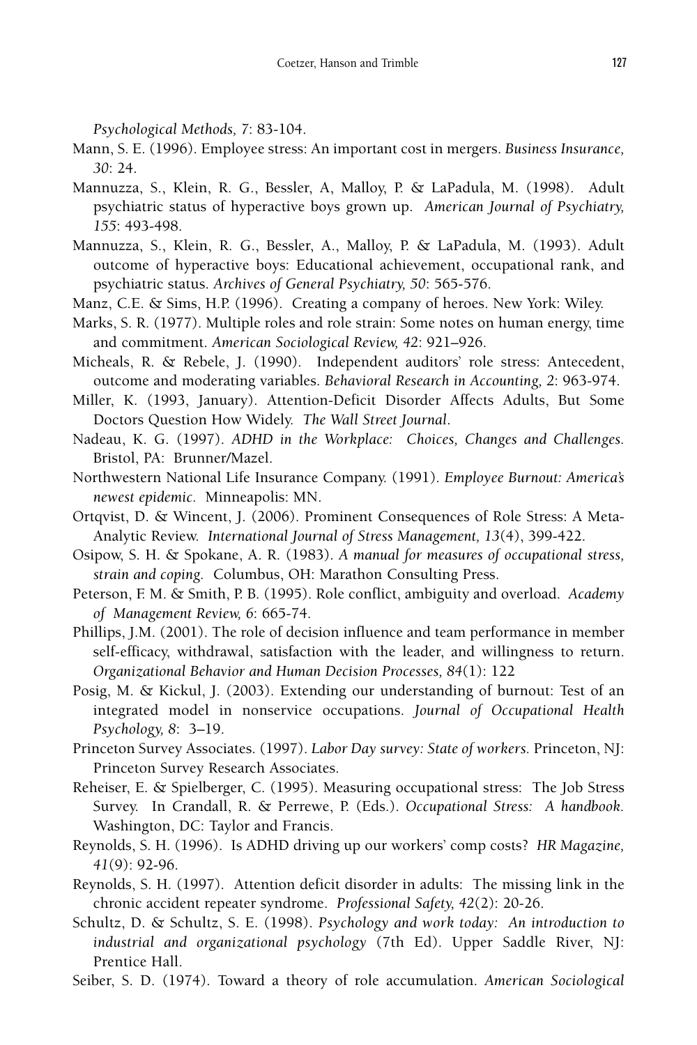*Psychological Methods, 7*: 83-104.

Mann, S. E. (1996). Employee stress: An important cost in mergers. *Business Insurance, 30*: 24.

Mannuzza, S., Klein, R. G., Bessler, A, Malloy, P. & LaPadula, M. (1998). Adult psychiatric status of hyperactive boys grown up. *American Journal of Psychiatry, 155*: 493-498.

Mannuzza, S., Klein, R. G., Bessler, A., Malloy, P. & LaPadula, M. (1993). Adult outcome of hyperactive boys: Educational achievement, occupational rank, and psychiatric status. *Archives of General Psychiatry, 50*: 565-576.

Manz, C.E. & Sims, H.P. (1996). Creating a company of heroes. New York: Wiley.

Marks, S. R. (1977). Multiple roles and role strain: Some notes on human energy, time and commitment. *American Sociological Review, 42*: 921–926.

Micheals, R. & Rebele, J. (1990). Independent auditors' role stress: Antecedent, outcome and moderating variables. *Behavioral Research in Accounting, 2*: 963-974.

Miller, K. (1993, January). Attention-Deficit Disorder Affects Adults, But Some Doctors Question How Widely. *The Wall Street Journal*.

Nadeau, K. G. (1997). *ADHD in the Workplace: Choices, Changes and Challenges.* Bristol, PA: Brunner/Mazel.

Northwestern National Life Insurance Company. (1991). *Employee Burnout: America's newest epidemic.* Minneapolis: MN.

Ortqvist, D. & Wincent, J. (2006). Prominent Consequences of Role Stress: A Meta-Analytic Review. *International Journal of Stress Management, 13*(4), 399-422.

Osipow, S. H. & Spokane, A. R. (1983). *A manual for measures of occupational stress, strain and coping.* Columbus, OH: Marathon Consulting Press.

Peterson, F. M. & Smith, P. B. (1995). Role conflict, ambiguity and overload. *Academy of Management Review, 6*: 665-74.

Phillips, J.M. (2001). The role of decision influence and team performance in member self-efficacy, withdrawal, satisfaction with the leader, and willingness to return. *Organizational Behavior and Human Decision Processes, 84*(1): 122

Posig, M. & Kickul, J. (2003). Extending our understanding of burnout: Test of an integrated model in nonservice occupations. *Journal of Occupational Health Psychology, 8*: 3–19.

Princeton Survey Associates. (1997). *Labor Day survey: State of workers.* Princeton, NJ: Princeton Survey Research Associates.

Reheiser, E. & Spielberger, C. (1995). Measuring occupational stress: The Job Stress Survey. In Crandall, R. & Perrewe, P. (Eds.). *Occupational Stress: A handbook.* Washington, DC: Taylor and Francis.

Reynolds, S. H. (1996). Is ADHD driving up our workers' comp costs? *HR Magazine, 41*(9): 92-96.

Reynolds, S. H. (1997). Attention deficit disorder in adults: The missing link in the chronic accident repeater syndrome. *Professional Safety, 42*(2): 20-26.

Schultz, D. & Schultz, S. E. (1998). *Psychology and work today: An introduction to industrial and organizational psychology* (7th Ed). Upper Saddle River, NJ: Prentice Hall.

Seiber, S. D. (1974). Toward a theory of role accumulation. *American Sociological*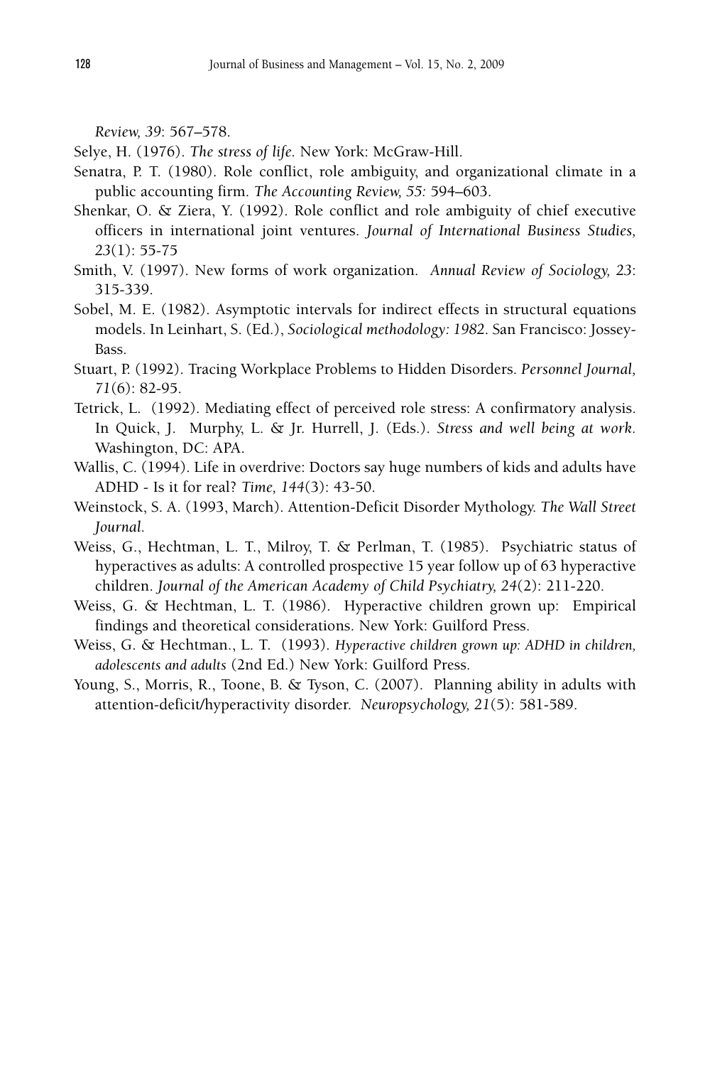*Review, 39*: 567–578.

Selye, H. (1976). *The stress of life.* New York: McGraw-Hill.

Senatra, P. T. (1980). Role conflict, role ambiguity, and organizational climate in a public accounting firm. *The Accounting Review, 55:* 594–603.

Shenkar, O. & Ziera, Y. (1992). Role conflict and role ambiguity of chief executive officers in international joint ventures. *Journal of International Business Studies, 23*(1): 55-75

Smith, V. (1997). New forms of work organization. *Annual Review of Sociology, 23*: 315-339.

Sobel, M. E. (1982). Asymptotic intervals for indirect effects in structural equations models. In Leinhart, S. (Ed.), *Sociological methodology: 1982*. San Francisco: Jossey-Bass.

Stuart, P. (1992). Tracing Workplace Problems to Hidden Disorders. *Personnel Journal, 71*(6): 82-95.

Tetrick, L. (1992). Mediating effect of perceived role stress: A confirmatory analysis. In Quick, J. Murphy, L. & Jr. Hurrell, J. (Eds.). *Stress and well being at work.* Washington, DC: APA.

Wallis, C. (1994). Life in overdrive: Doctors say huge numbers of kids and adults have ADHD - Is it for real? *Time, 144*(3): 43-50.

Weinstock, S. A. (1993, March). Attention-Deficit Disorder Mythology. *The Wall Street Journal.*

Weiss, G., Hechtman, L. T., Milroy, T. & Perlman, T. (1985). Psychiatric status of hyperactives as adults: A controlled prospective 15 year follow up of 63 hyperactive children. *Journal of the American Academy of Child Psychiatry, 24*(2): 211-220.

Weiss, G. & Hechtman, L. T. (1986). Hyperactive children grown up: Empirical findings and theoretical considerations. New York: Guilford Press.

Weiss, G. & Hechtman., L. T. (1993). *Hyperactive children grown up: ADHD in children, adolescents and adults* (2nd Ed.) New York: Guilford Press.

Young, S., Morris, R., Toone, B. & Tyson, C. (2007). Planning ability in adults with attention-deficit/hyperactivity disorder. *Neuropsychology, 21*(5): 581-589.